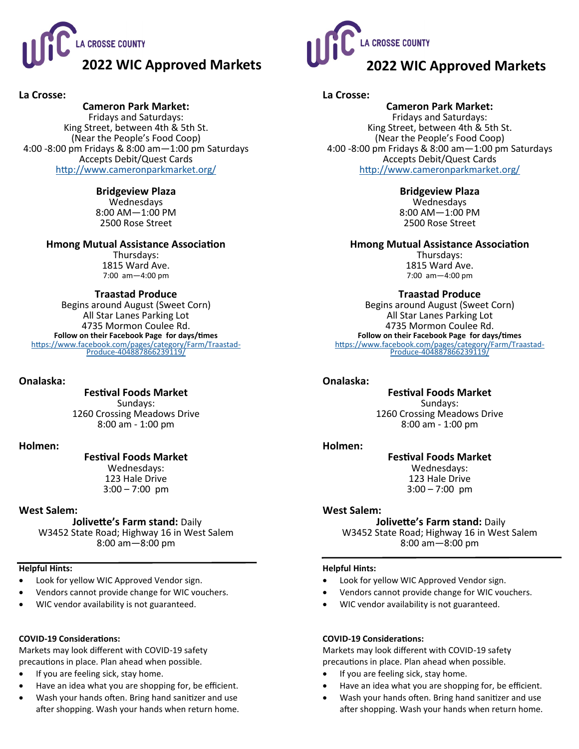LA CROSSE COUNTY

# 2022 WIC Approved Markets

**La Crosse:**

**Cameron Park Market:**
Fridays and Saturdays:
King Street, between 4th & 5th St.
(Near the People's Food Coop)
4:00 -8:00 pm Fridays & 8:00 am—1:00 pm Saturdays
Accepts Debit/Quest Cards
http://www.cameronparkmarket.org/

**Bridgeview Plaza**
Wednesdays
8:00 AM—1:00 PM
2500 Rose Street

**Hmong Mutual Assistance Association**
Thursdays:
1815 Ward Ave.
7:00 am—4:00 pm

**Traastad Produce**
Begins around August (Sweet Corn)
All Star Lanes Parking Lot
4735 Mormon Coulee Rd.
**Follow on their Facebook Page for days/times**
https://www.facebook.com/pages/category/Farm/Traastad-Produce-404887866239119/

**Onalaska:**

**Festival Foods Market**
Sundays:
1260 Crossing Meadows Drive
8:00 am - 1:00 pm

**Holmen:**

**Festival Foods Market**
Wednesdays:
123 Hale Drive
3:00 – 7:00 pm

**West Salem:**

**Jolivette's Farm stand:** Daily
W3452 State Road; Highway 16 in West Salem
8:00 am—8:00 pm

---

**Helpful Hints:**

- Look for yellow WIC Approved Vendor sign.
- Vendors cannot provide change for WIC vouchers.
- WIC vendor availability is not guaranteed.

**COVID-19 Considerations:**

Markets may look different with COVID-19 safety precautions in place. Plan ahead when possible.

- If you are feeling sick, stay home.
- Have an idea what you are shopping for, be efficient.
- Wash your hands often. Bring hand sanitizer and use after shopping. Wash your hands when return home.

LA CROSSE COUNTY

# 2022 WIC Approved Markets

**La Crosse:**

**Cameron Park Market:**
Fridays and Saturdays:
King Street, between 4th & 5th St.
(Near the People's Food Coop)
4:00 -8:00 pm Fridays & 8:00 am—1:00 pm Saturdays
Accepts Debit/Quest Cards
http://www.cameronparkmarket.org/

**Bridgeview Plaza**
Wednesdays
8:00 AM—1:00 PM
2500 Rose Street

**Hmong Mutual Assistance Association**
Thursdays:
1815 Ward Ave.
7:00 am—4:00 pm

**Traastad Produce**
Begins around August (Sweet Corn)
All Star Lanes Parking Lot
4735 Mormon Coulee Rd.
**Follow on their Facebook Page for days/times**
https://www.facebook.com/pages/category/Farm/Traastad-Produce-404887866239119/

**Onalaska:**

**Festival Foods Market**
Sundays:
1260 Crossing Meadows Drive
8:00 am - 1:00 pm

**Holmen:**

**Festival Foods Market**
Wednesdays:
123 Hale Drive
3:00 – 7:00 pm

**West Salem:**

**Jolivette's Farm stand:** Daily
W3452 State Road; Highway 16 in West Salem
8:00 am—8:00 pm

---

**Helpful Hints:**

- Look for yellow WIC Approved Vendor sign.
- Vendors cannot provide change for WIC vouchers.
- WIC vendor availability is not guaranteed.

**COVID-19 Considerations:**

Markets may look different with COVID-19 safety precautions in place. Plan ahead when possible.

- If you are feeling sick, stay home.
- Have an idea what you are shopping for, be efficient.
- Wash your hands often. Bring hand sanitizer and use after shopping. Wash your hands when return home.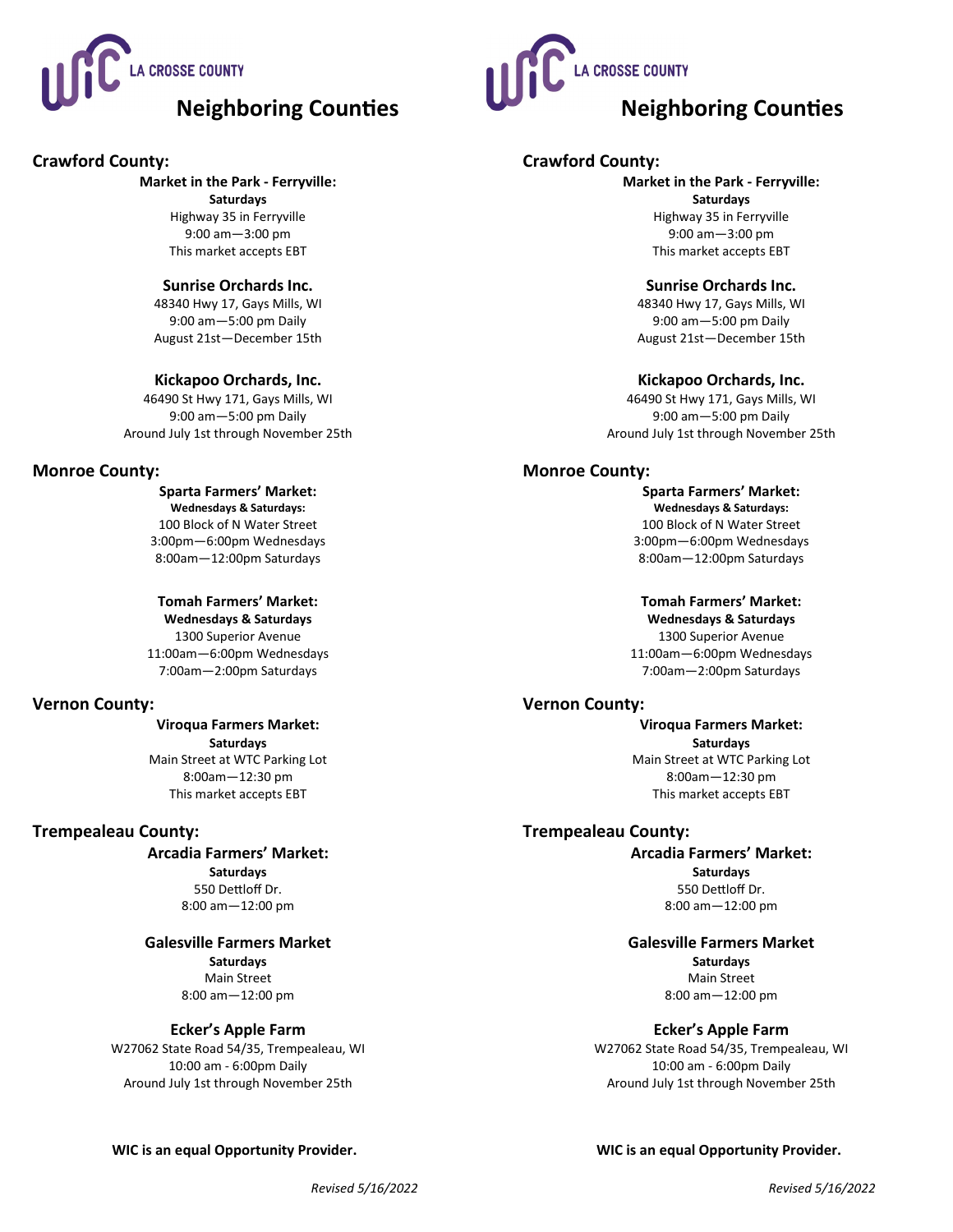LA CROSSE COUNTY

# Neighboring Counties

## Crawford County:

**Market in the Park - Ferryville:**
**Saturdays**
Highway 35 in Ferryville
9:00 am—3:00 pm
This market accepts EBT

**Sunrise Orchards Inc.**
48340 Hwy 17, Gays Mills, WI
9:00 am—5:00 pm Daily
August 21st—December 15th

**Kickapoo Orchards, Inc.**
46490 St Hwy 171, Gays Mills, WI
9:00 am—5:00 pm Daily
Around July 1st through November 25th

## Monroe County:

**Sparta Farmers' Market:**
**Wednesdays & Saturdays:**
100 Block of N Water Street
3:00pm—6:00pm Wednesdays
8:00am—12:00pm Saturdays

**Tomah Farmers' Market:**
**Wednesdays & Saturdays**
1300 Superior Avenue
11:00am—6:00pm Wednesdays
7:00am—2:00pm Saturdays

## Vernon County:

**Viroqua Farmers Market:**
**Saturdays**
Main Street at WTC Parking Lot
8:00am—12:30 pm
This market accepts EBT

## Trempealeau County:

**Arcadia Farmers' Market:**
**Saturdays**
550 Dettloff Dr.
8:00 am—12:00 pm

**Galesville Farmers Market**
**Saturdays**
Main Street
8:00 am—12:00 pm

**Ecker's Apple Farm**
W27062 State Road 54/35, Trempealeau, WI
10:00 am - 6:00pm Daily
Around July 1st through November 25th

**WIC is an equal Opportunity Provider.**

*Revised 5/16/2022*

LA CROSSE COUNTY

# Neighboring Counties

## Crawford County:

**Market in the Park - Ferryville:**
**Saturdays**
Highway 35 in Ferryville
9:00 am—3:00 pm
This market accepts EBT

**Sunrise Orchards Inc.**
48340 Hwy 17, Gays Mills, WI
9:00 am—5:00 pm Daily
August 21st—December 15th

**Kickapoo Orchards, Inc.**
46490 St Hwy 171, Gays Mills, WI
9:00 am—5:00 pm Daily
Around July 1st through November 25th

## Monroe County:

**Sparta Farmers' Market:**
**Wednesdays & Saturdays:**
100 Block of N Water Street
3:00pm—6:00pm Wednesdays
8:00am—12:00pm Saturdays

**Tomah Farmers' Market:**
**Wednesdays & Saturdays**
1300 Superior Avenue
11:00am—6:00pm Wednesdays
7:00am—2:00pm Saturdays

## Vernon County:

**Viroqua Farmers Market:**
**Saturdays**
Main Street at WTC Parking Lot
8:00am—12:30 pm
This market accepts EBT

## Trempealeau County:

**Arcadia Farmers' Market:**
**Saturdays**
550 Dettloff Dr.
8:00 am—12:00 pm

**Galesville Farmers Market**
**Saturdays**
Main Street
8:00 am—12:00 pm

**Ecker's Apple Farm**
W27062 State Road 54/35, Trempealeau, WI
10:00 am - 6:00pm Daily
Around July 1st through November 25th

**WIC is an equal Opportunity Provider.**

*Revised 5/16/2022*